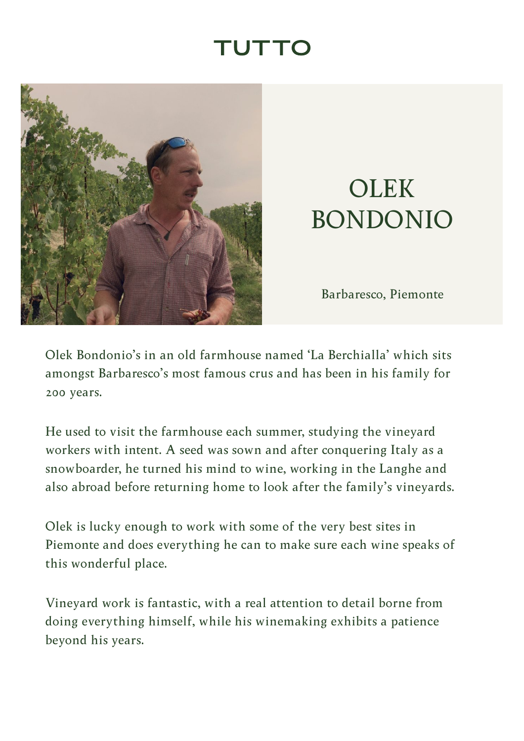# TUTTO

## OLEK BONDONIO

Barbaresco, Piemonte

Olek Bondonio's in an old farmhouse named 'La Berchialla' which sits amongst Barbaresco's most famous crus and has been in his family for 200 years.

He used to visit the farmhouse each summer, studying the vineyard workers with intent. A seed was sown and after conquering Italy as a snowboarder, he turned his mind to wine, working in the Langhe and also abroad before returning home to look after the family's vineyards.

Olek is lucky enough to work with some of the very best sites in Piemonte and does everything he can to make sure each wine speaks of this wonderful place.

Vineyard work is fantastic, with a real attention to detail borne from doing everything himself, while his winemaking exhibits a patience beyond his years.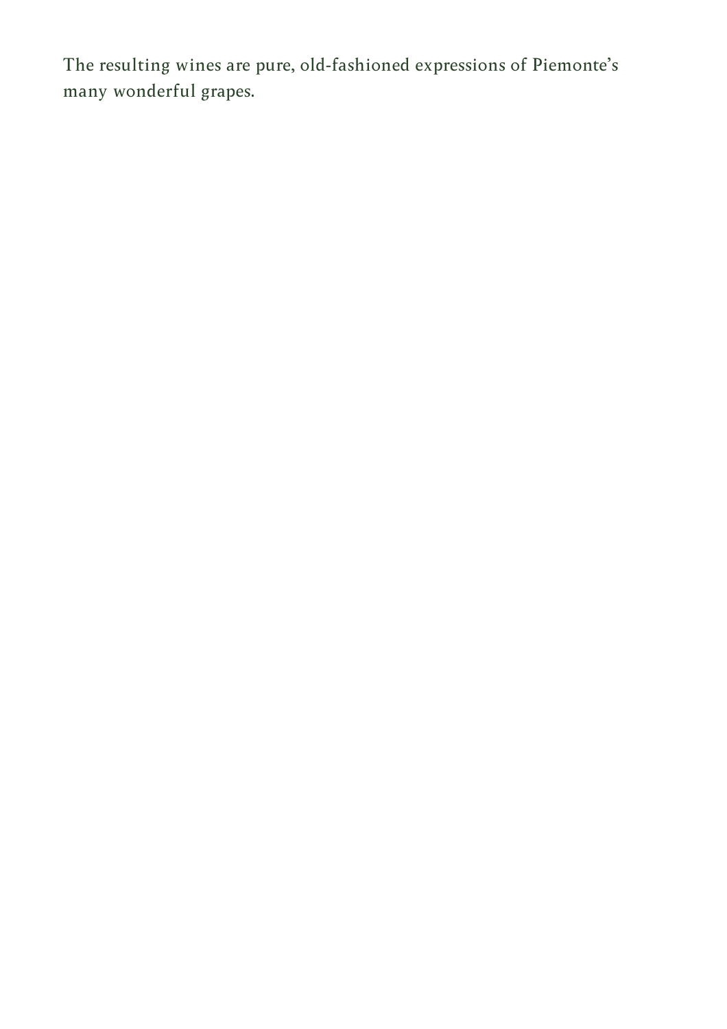The resulting wines are pure, old-fashioned expressions of Piemonte's many wonderful grapes.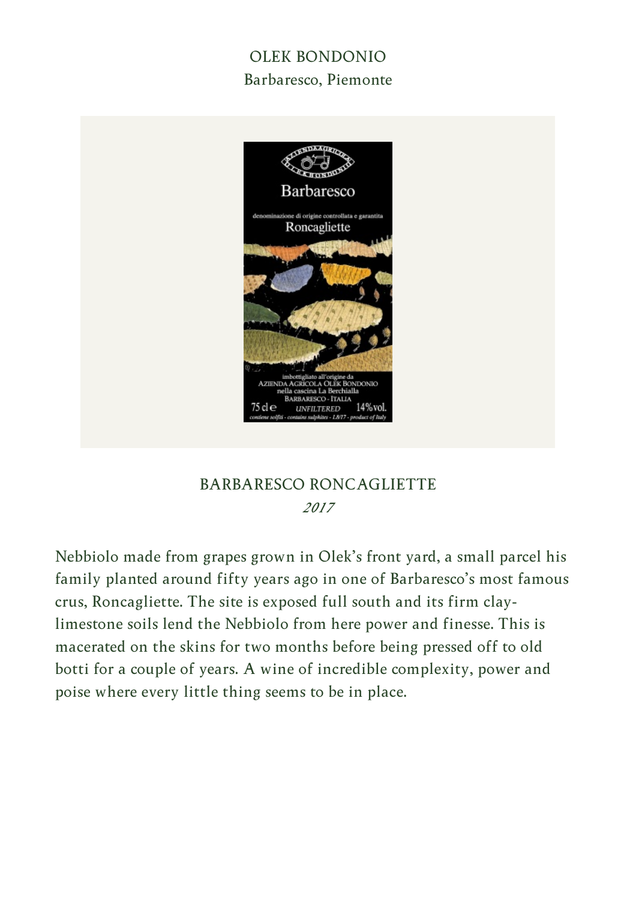# OLEK BONDONIO

Barbaresco, Piemonte

## BARBARESCO RONCAGLIETTE

*2017*

Nebbiolo made from grapes grown in Olek's front yard, a small parcel his family planted around fifty years ago in one of Barbaresco's most famous crus, Roncagliette. The site is exposed full south and its firm clay-limestone soils lend the Nebbiolo from here power and finesse. This is macerated on the skins for two months before being pressed off to old botti for a couple of years. A wine of incredible complexity, power and poise where every little thing seems to be in place.